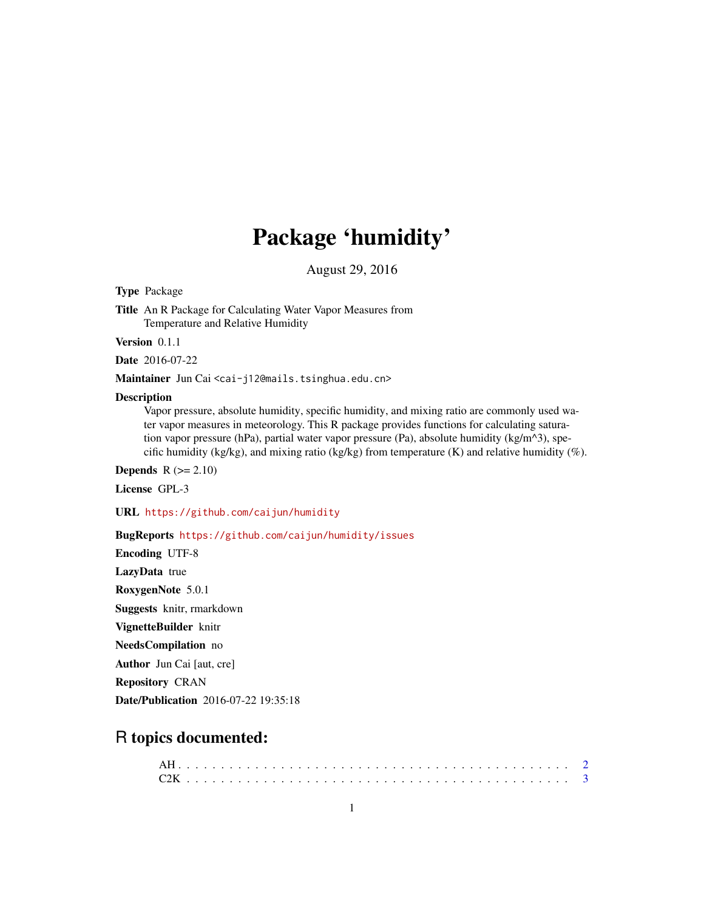# Package 'humidity'

August 29, 2016

**Type** Package

**Title** An R Package for Calculating Water Vapor Measures from Temperature and Relative Humidity

**Version** 0.1.1

**Date** 2016-07-22

**Maintainer** Jun Cai <cai-j12@mails.tsinghua.edu.cn>

**Description**
Vapor pressure, absolute humidity, specific humidity, and mixing ratio are commonly used water vapor measures in meteorology. This R package provides functions for calculating saturation vapor pressure (hPa), partial water vapor pressure (Pa), absolute humidity (kg/m^3), specific humidity (kg/kg), and mixing ratio (kg/kg) from temperature (K) and relative humidity (%).

**Depends** R (>= 2.10)

**License** GPL-3

**URL** https://github.com/caijun/humidity

**BugReports** https://github.com/caijun/humidity/issues

**Encoding** UTF-8

**LazyData** true

**RoxygenNote** 5.0.1

**Suggests** knitr, rmarkdown

**VignetteBuilder** knitr

**NeedsCompilation** no

**Author** Jun Cai [aut, cre]

**Repository** CRAN

**Date/Publication** 2016-07-22 19:35:18

## R topics documented:

AH . . . . . . . . . . . . . . . . . . . . . . . . . . . . . . . . . . . . . . . . . . 2
C2K . . . . . . . . . . . . . . . . . . . . . . . . . . . . . . . . . . . . . . . . . . 3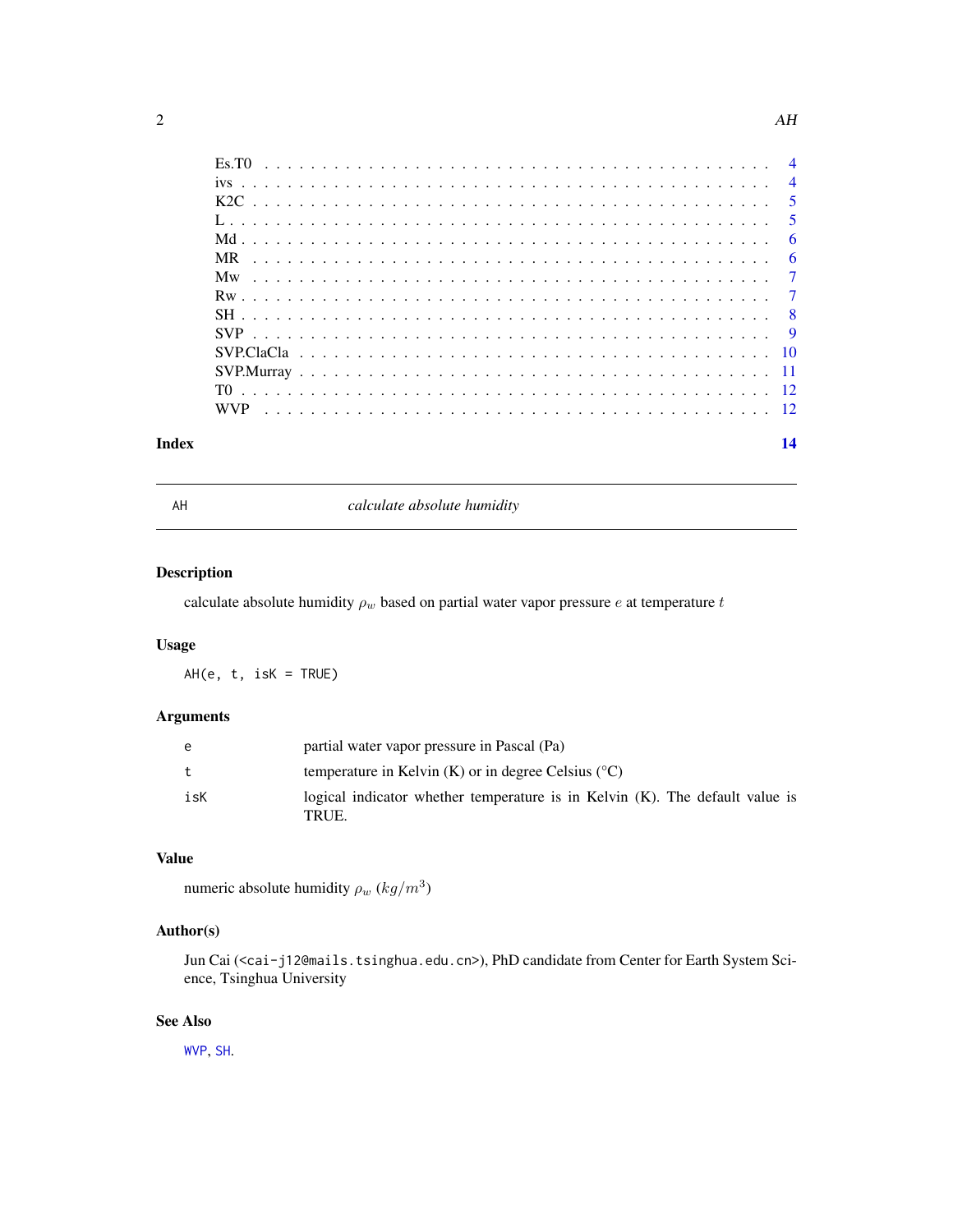| | |
|---|---|
| Es.T0 | 4 |
| ivs | 4 |
| K2C | 5 |
| L | 5 |
| Md | 6 |
| MR | 6 |
| Mw | 7 |
| Rw | 7 |
| SH | 8 |
| SVP | 9 |
| SVP.ClaCla | 10 |
| SVP.Murray | 11 |
| T0 | 12 |
| WVP | 12 |

**Index** **14**

---

AH *calculate absolute humidity*

---

## Description

calculate absolute humidity $\rho_w$ based on partial water vapor pressure $e$ at temperature $t$

## Usage

```
AH(e, t, isK = TRUE)
```

## Arguments

| | |
|---|---|
| `e` | partial water vapor pressure in Pascal (Pa) |
| `t` | temperature in Kelvin (K) or in degree Celsius (°C) |
| `isK` | logical indicator whether temperature is in Kelvin (K). The default value is TRUE. |

## Value

numeric absolute humidity $\rho_w$ $(kg/m^3)$

## Author(s)

Jun Cai (<cai-j12@mails.tsinghua.edu.cn>), PhD candidate from Center for Earth System Science, Tsinghua University

## See Also

WVP, SH.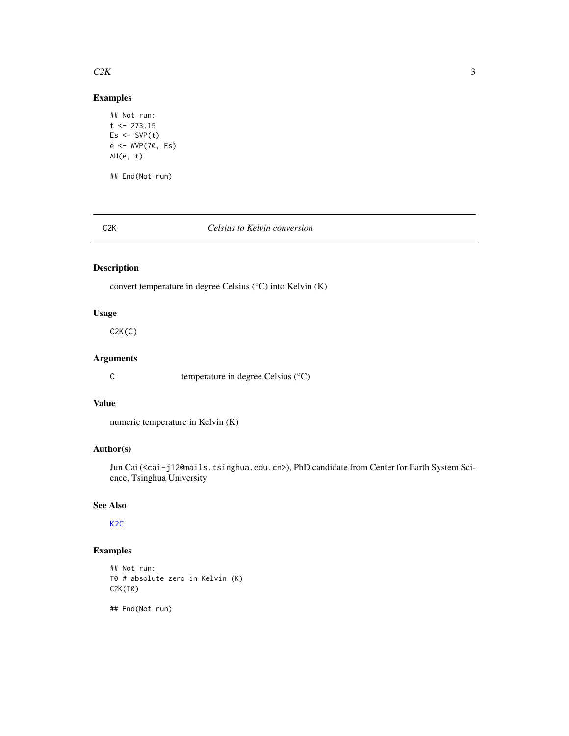## Examples

```
## Not run:
t <- 273.15
Es <- SVP(t)
e <- WVP(70, Es)
AH(e, t)

## End(Not run)
```

---

C2K *Celsius to Kelvin conversion*

---

## Description

convert temperature in degree Celsius (°C) into Kelvin (K)

## Usage

```
C2K(C)
```

## Arguments

| | |
|---|---|
| C | temperature in degree Celsius (°C) |

## Value

numeric temperature in Kelvin (K)

## Author(s)

Jun Cai (<cai-j12@mails.tsinghua.edu.cn>), PhD candidate from Center for Earth System Science, Tsinghua University

## See Also

K2C.

## Examples

```
## Not run:
T0 # absolute zero in Kelvin (K)
C2K(T0)

## End(Not run)
```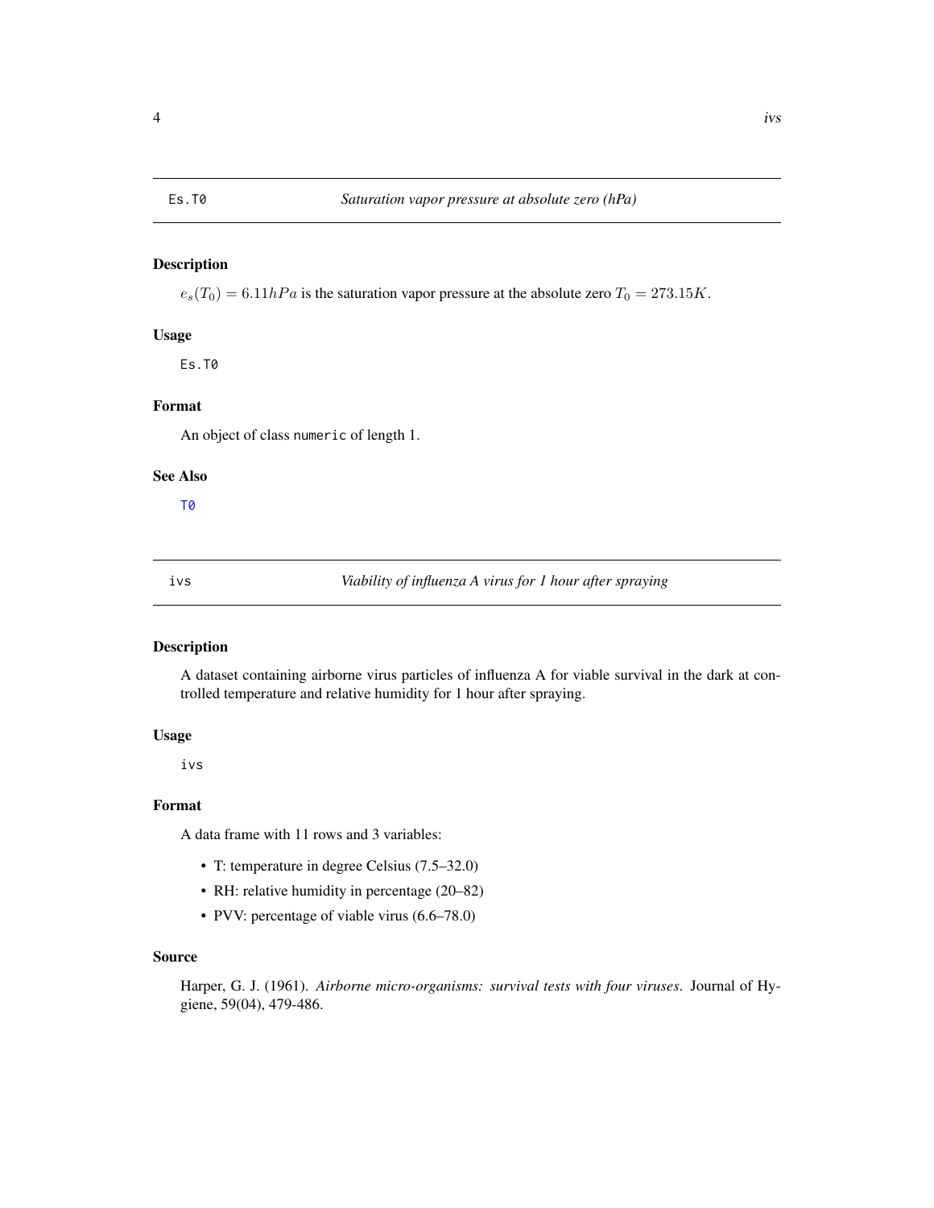## Es.T0 — *Saturation vapor pressure at absolute zero (hPa)*

### Description

$e_s(T_0) = 6.11 hPa$ is the saturation vapor pressure at the absolute zero $T_0 = 273.15K$.

### Usage

```
Es.T0
```

### Format

An object of class `numeric` of length 1.

### See Also

T0

## ivs — *Viability of influenza A virus for 1 hour after spraying*

### Description

A dataset containing airborne virus particles of influenza A for viable survival in the dark at controlled temperature and relative humidity for 1 hour after spraying.

### Usage

```
ivs
```

### Format

A data frame with 11 rows and 3 variables:

- T: temperature in degree Celsius (7.5–32.0)
- RH: relative humidity in percentage (20–82)
- PVV: percentage of viable virus (6.6–78.0)

### Source

Harper, G. J. (1961). *Airborne micro-organisms: survival tests with four viruses*. Journal of Hygiene, 59(04), 479-486.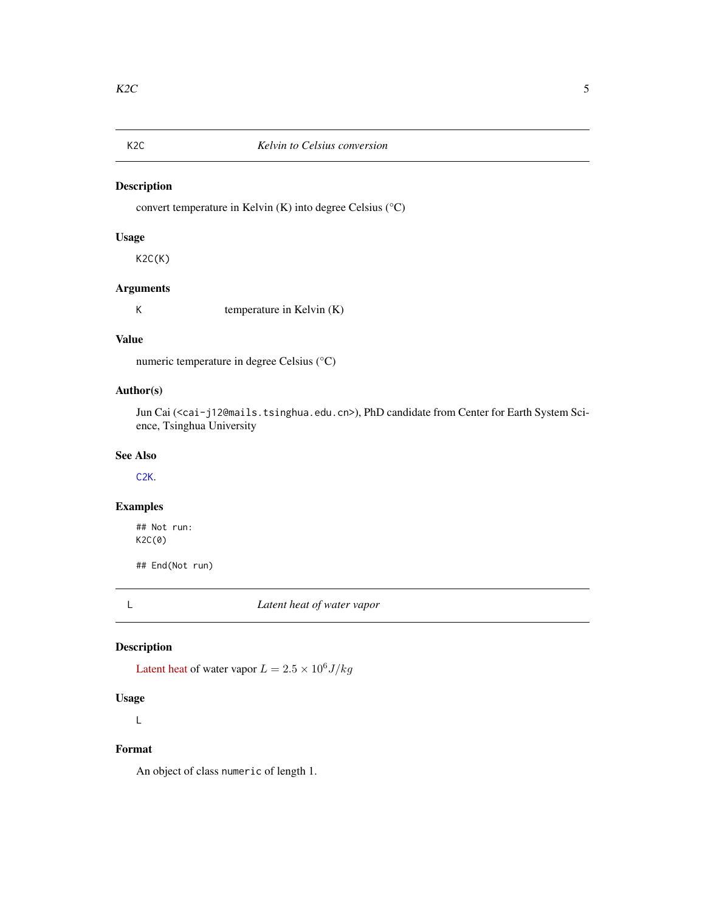## K2C — *Kelvin to Celsius conversion*

### Description

convert temperature in Kelvin (K) into degree Celsius (°C)

### Usage

```
K2C(K)
```

### Arguments

| | |
|---|---|
| `K` | temperature in Kelvin (K) |

### Value

numeric temperature in degree Celsius (°C)

### Author(s)

Jun Cai (<cai-j12@mails.tsinghua.edu.cn>), PhD candidate from Center for Earth System Science, Tsinghua University

### See Also

`C2K`.

### Examples

```
## Not run:
K2C(0)

## End(Not run)
```

## L — *Latent heat of water vapor*

### Description

Latent heat of water vapor $L = 2.5 \times 10^6 J/kg$

### Usage

```
L
```

### Format

An object of class `numeric` of length 1.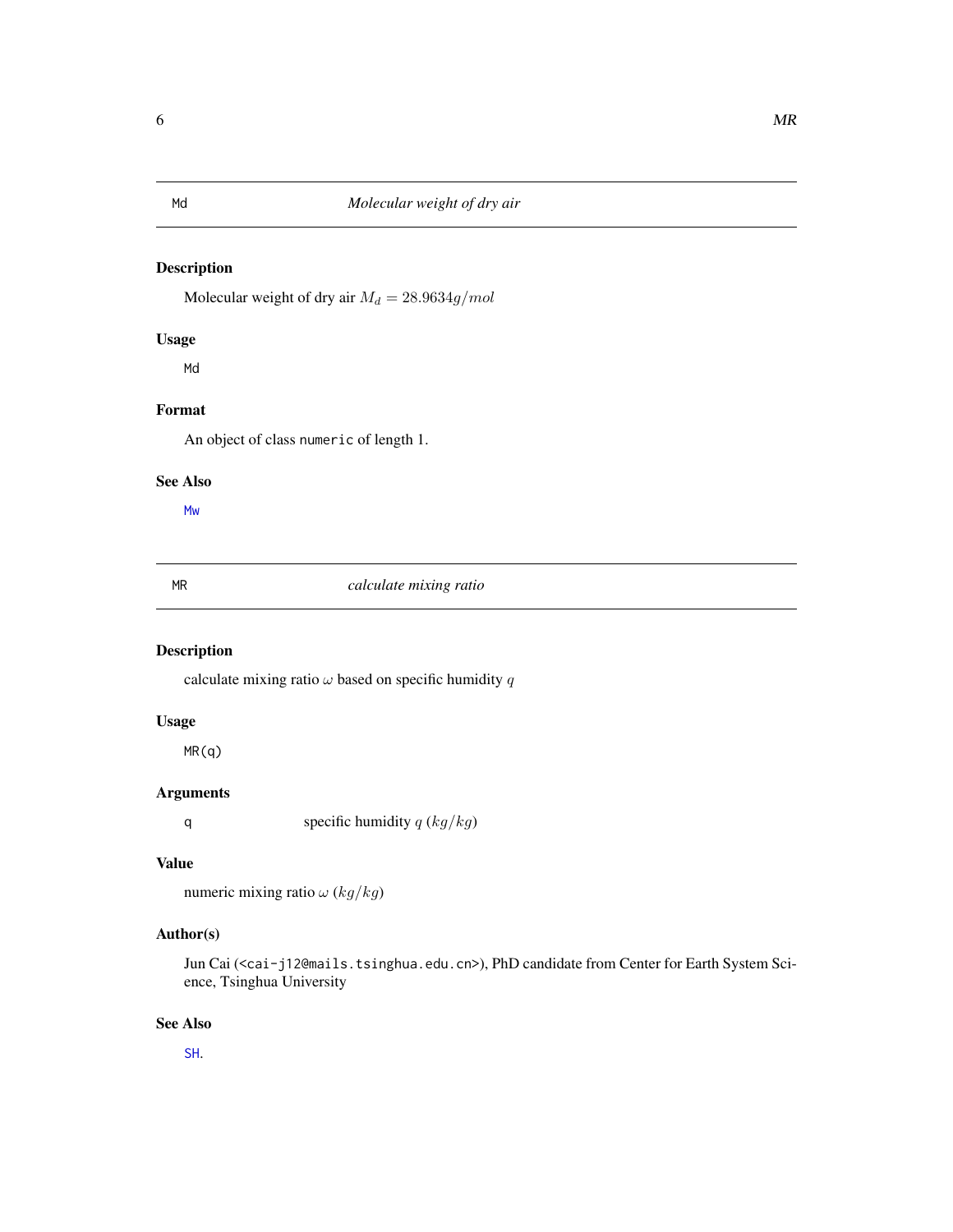## Md — *Molecular weight of dry air*

### Description

Molecular weight of dry air $M_d = 28.9634 g/mol$

### Usage

```
Md
```

### Format

An object of class `numeric` of length 1.

### See Also

Mw

## MR — *calculate mixing ratio*

### Description

calculate mixing ratio $\omega$ based on specific humidity $q$

### Usage

```
MR(q)
```

### Arguments

| | |
|---|---|
| q | specific humidity $q$ $(kg/kg)$ |

### Value

numeric mixing ratio $\omega$ $(kg/kg)$

### Author(s)

Jun Cai (<cai-j12@mails.tsinghua.edu.cn>), PhD candidate from Center for Earth System Science, Tsinghua University

### See Also

SH.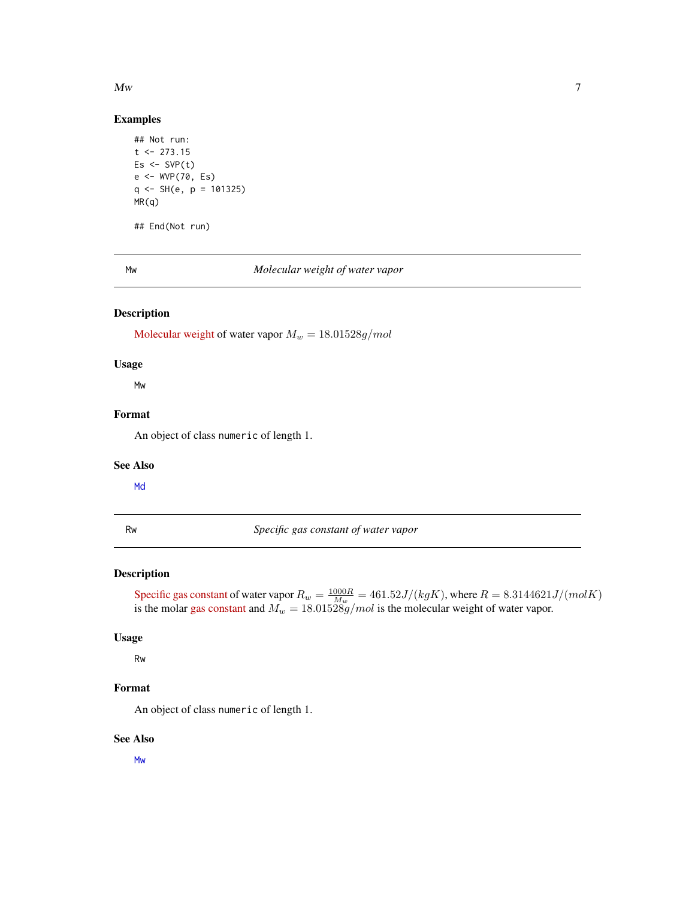### Examples

```
## Not run:
t <- 273.15
Es <- SVP(t)
e <- WVP(70, Es)
q <- SH(e, p = 101325)
MR(q)

## End(Not run)
```

---

## Mw — *Molecular weight of water vapor*

---

### Description

Molecular weight of water vapor $M_w = 18.01528 g/mol$

### Usage

```
Mw
```

### Format

An object of class `numeric` of length 1.

### See Also

`Md`

---

## Rw — *Specific gas constant of water vapor*

---

### Description

Specific gas constant of water vapor $R_w = \frac{1000R}{M_w} = 461.52 J/(kgK)$, where $R = 8.3144621 J/(molK)$ is the molar gas constant and $M_w = 18.01528 g/mol$ is the molecular weight of water vapor.

### Usage

```
Rw
```

### Format

An object of class `numeric` of length 1.

### See Also

`Mw`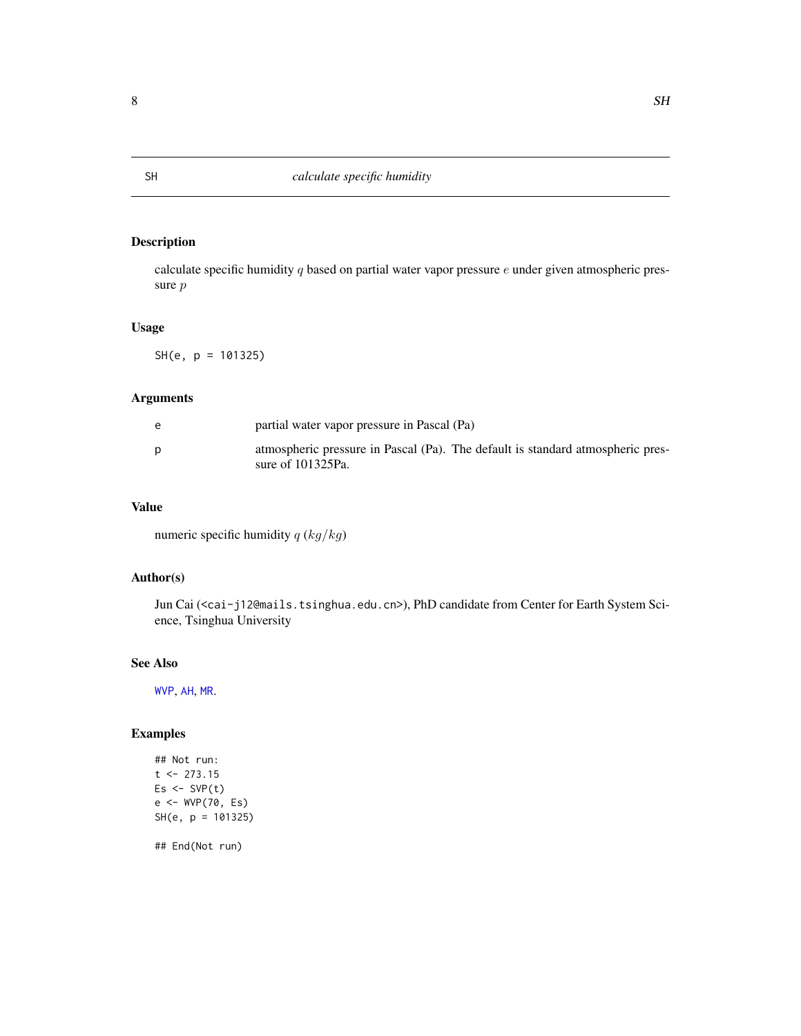## SH — *calculate specific humidity*

### Description

calculate specific humidity $q$ based on partial water vapor pressure $e$ under given atmospheric pressure $p$

### Usage

```
SH(e, p = 101325)
```

### Arguments

| | |
|---|---|
| e | partial water vapor pressure in Pascal (Pa) |
| p | atmospheric pressure in Pascal (Pa). The default is standard atmospheric pressure of 101325Pa. |

### Value

numeric specific humidity $q$ $(kg/kg)$

### Author(s)

Jun Cai (<cai-j12@mails.tsinghua.edu.cn>), PhD candidate from Center for Earth System Science, Tsinghua University

### See Also

WVP, AH, MR.

### Examples

```
## Not run:
t <- 273.15
Es <- SVP(t)
e <- WVP(70, Es)
SH(e, p = 101325)

## End(Not run)
```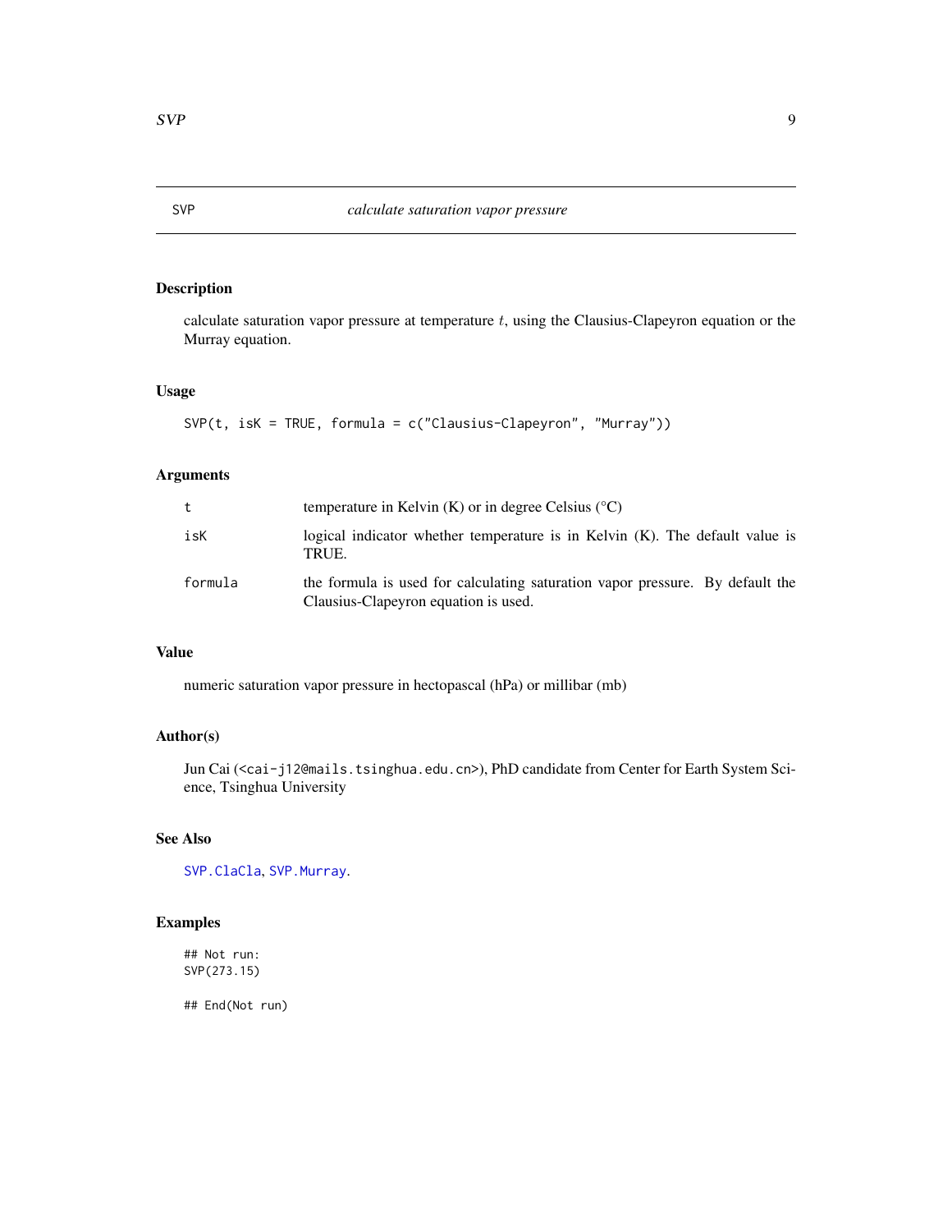# SVP — *calculate saturation vapor pressure*

## Description

calculate saturation vapor pressure at temperature $t$, using the Clausius-Clapeyron equation or the Murray equation.

## Usage

```
SVP(t, isK = TRUE, formula = c("Clausius-Clapeyron", "Murray"))
```

## Arguments

| | |
|---|---|
| `t` | temperature in Kelvin (K) or in degree Celsius (°C) |
| `isK` | logical indicator whether temperature is in Kelvin (K). The default value is TRUE. |
| `formula` | the formula is used for calculating saturation vapor pressure. By default the Clausius-Clapeyron equation is used. |

## Value

numeric saturation vapor pressure in hectopascal (hPa) or millibar (mb)

## Author(s)

Jun Cai (<cai-j12@mails.tsinghua.edu.cn>), PhD candidate from Center for Earth System Science, Tsinghua University

## See Also

`SVP.ClaCla`, `SVP.Murray`.

## Examples

```
## Not run:
SVP(273.15)

## End(Not run)
```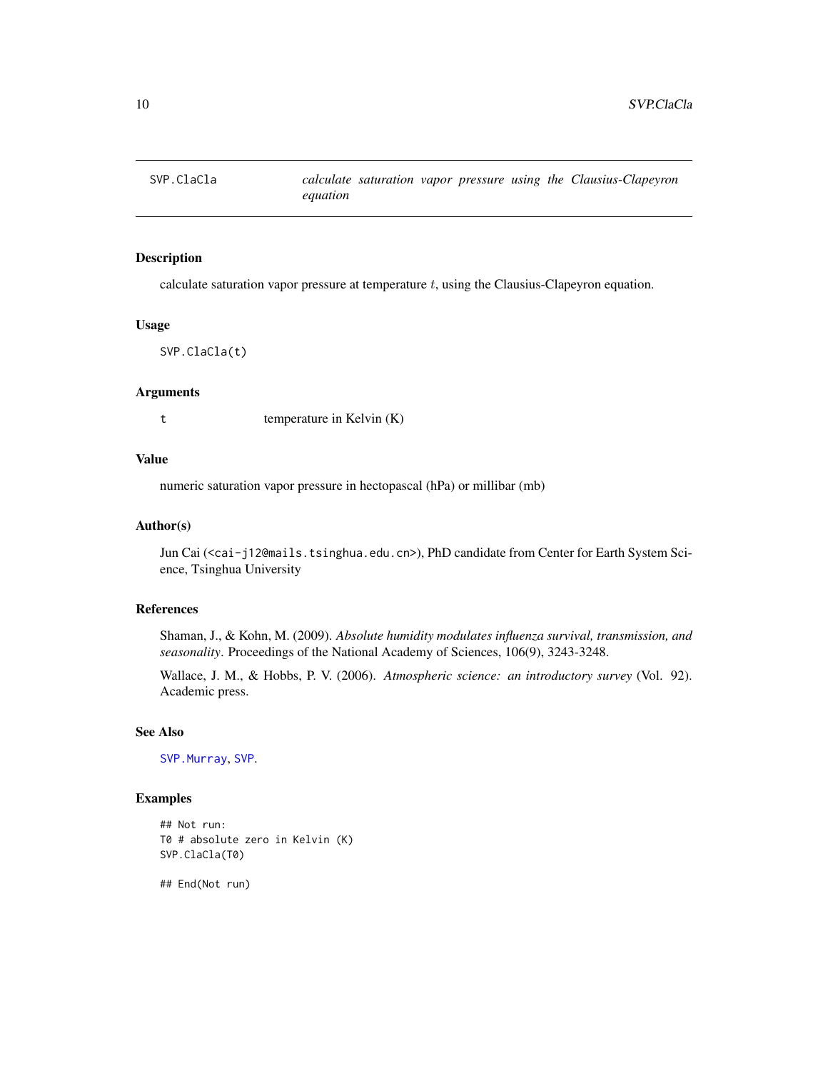# SVP.ClaCla — *calculate saturation vapor pressure using the Clausius-Clapeyron equation*

## Description

calculate saturation vapor pressure at temperature $t$, using the Clausius-Clapeyron equation.

## Usage

```
SVP.ClaCla(t)
```

## Arguments

| | |
|---|---|
| `t` | temperature in Kelvin (K) |

## Value

numeric saturation vapor pressure in hectopascal (hPa) or millibar (mb)

## Author(s)

Jun Cai (<cai-j12@mails.tsinghua.edu.cn>), PhD candidate from Center for Earth System Science, Tsinghua University

## References

Shaman, J., & Kohn, M. (2009). *Absolute humidity modulates influenza survival, transmission, and seasonality*. Proceedings of the National Academy of Sciences, 106(9), 3243-3248.

Wallace, J. M., & Hobbs, P. V. (2006). *Atmospheric science: an introductory survey* (Vol. 92). Academic press.

## See Also

`SVP.Murray`, `SVP`.

## Examples

```
## Not run:
T0 # absolute zero in Kelvin (K)
SVP.ClaCla(T0)

## End(Not run)
```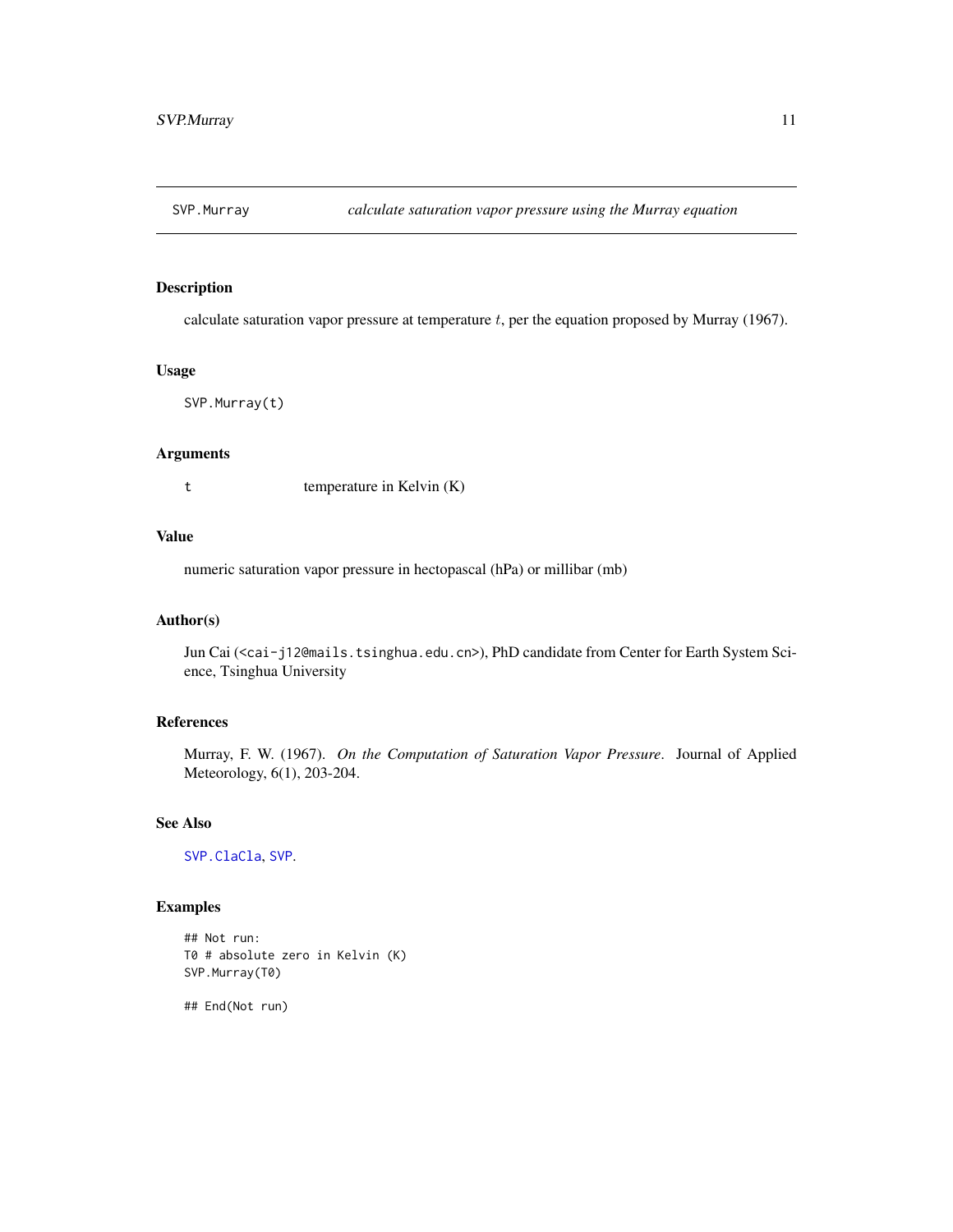# SVP.Murray — *calculate saturation vapor pressure using the Murray equation*

## Description

calculate saturation vapor pressure at temperature $t$, per the equation proposed by Murray (1967).

## Usage

```
SVP.Murray(t)
```

## Arguments

| | |
|---|---|
| `t` | temperature in Kelvin (K) |

## Value

numeric saturation vapor pressure in hectopascal (hPa) or millibar (mb)

## Author(s)

Jun Cai (<cai-j12@mails.tsinghua.edu.cn>), PhD candidate from Center for Earth System Science, Tsinghua University

## References

Murray, F. W. (1967). *On the Computation of Saturation Vapor Pressure*. Journal of Applied Meteorology, 6(1), 203-204.

## See Also

`SVP.ClaCla`, `SVP`.

## Examples

```
## Not run:
T0 # absolute zero in Kelvin (K)
SVP.Murray(T0)

## End(Not run)
```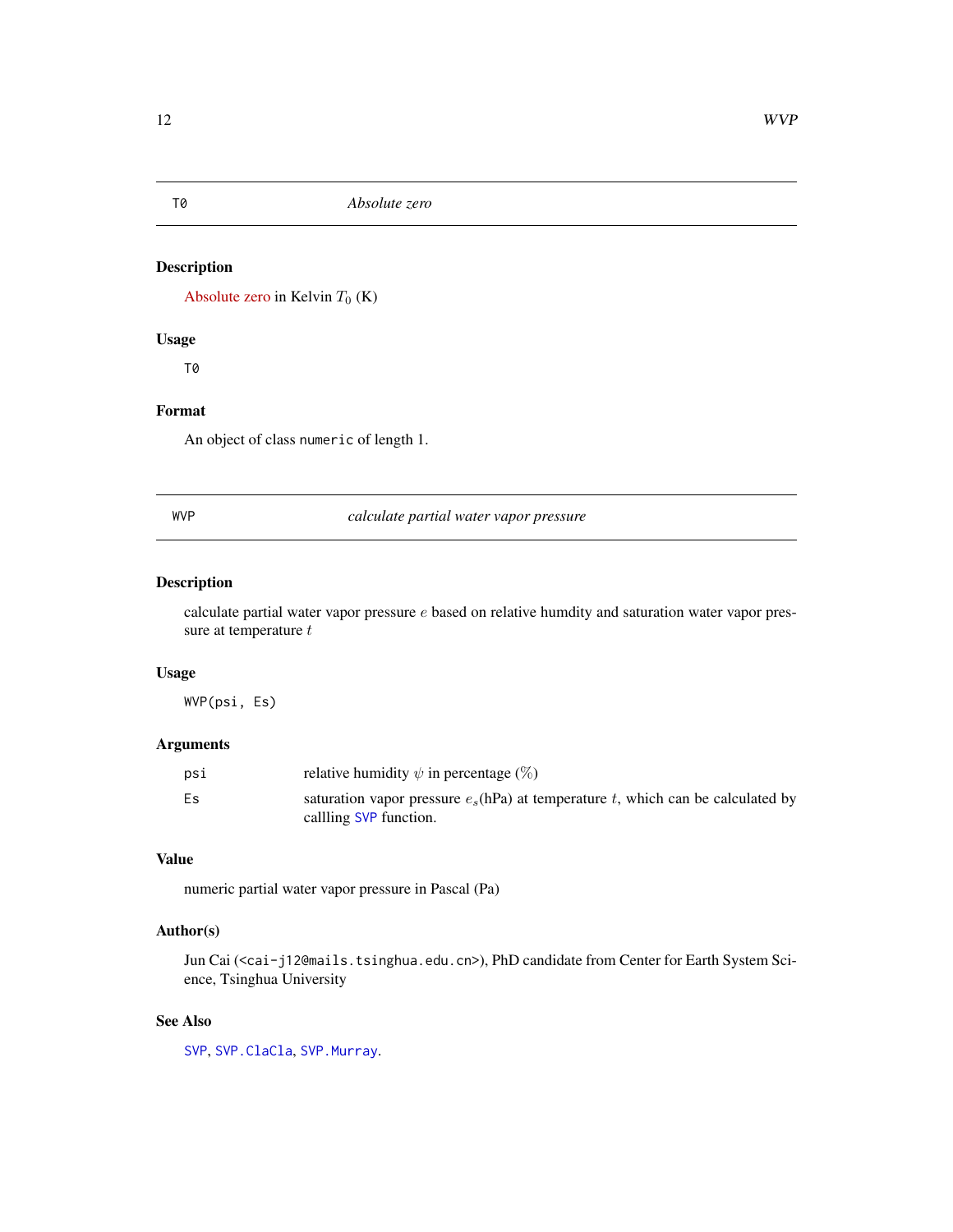## T0 — *Absolute zero*

### Description

Absolute zero in Kelvin $T_0$ (K)

### Usage

```
T0
```

### Format

An object of class `numeric` of length 1.

## WVP — *calculate partial water vapor pressure*

### Description

calculate partial water vapor pressure $e$ based on relative humdity and saturation water vapor pressure at temperature $t$

### Usage

```
WVP(psi, Es)
```

### Arguments

| | |
|---|---|
| `psi` | relative humidity $\psi$ in percentage $(\%)$ |
| `Es` | saturation vapor pressure $e_s$(hPa) at temperature $t$, which can be calculated by callling `SVP` function. |

### Value

numeric partial water vapor pressure in Pascal (Pa)

### Author(s)

Jun Cai (<cai-j12@mails.tsinghua.edu.cn>), PhD candidate from Center for Earth System Science, Tsinghua University

### See Also

`SVP`, `SVP.ClaCla`, `SVP.Murray`.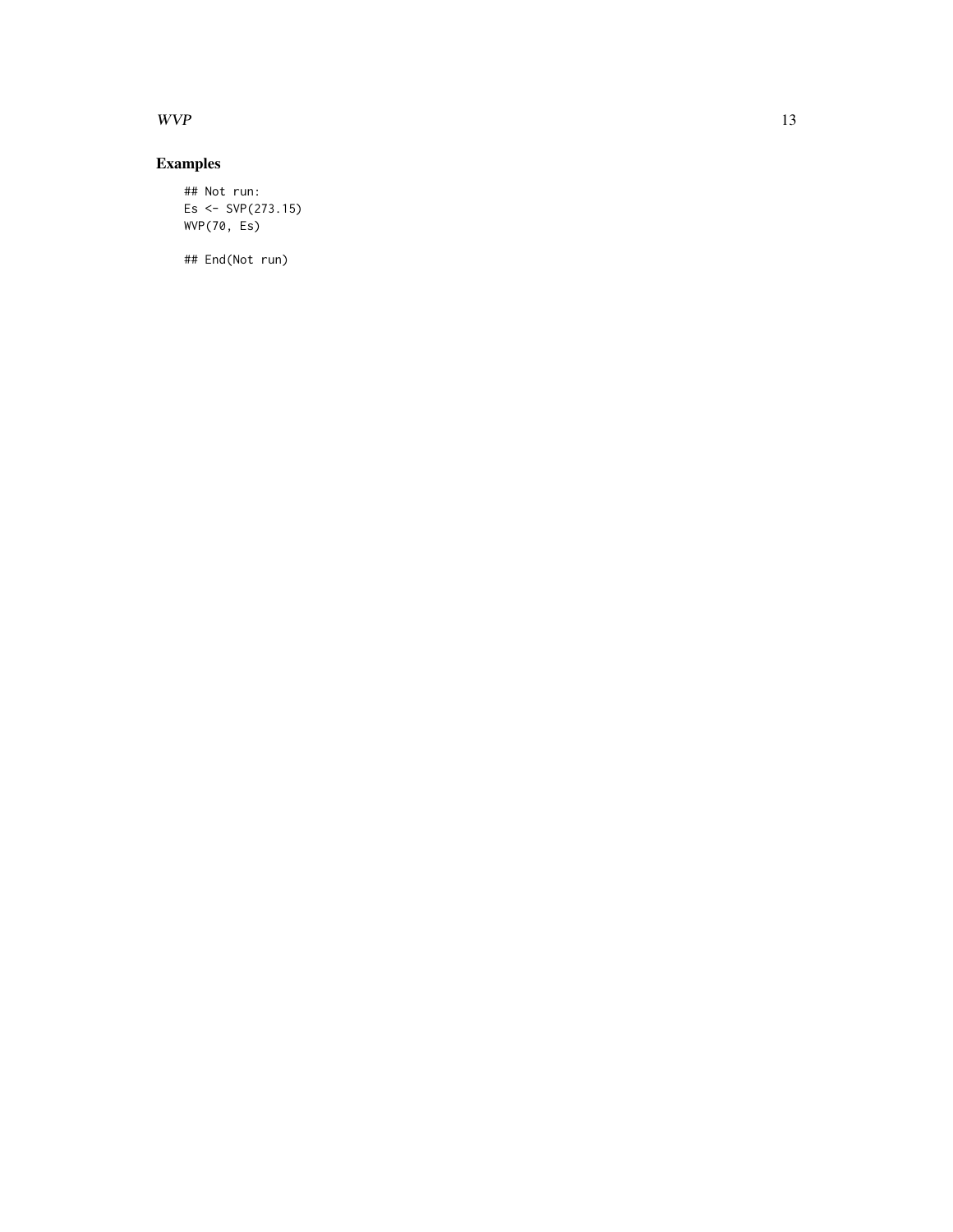## Examples

```
## Not run:
Es <- SVP(273.15)
WVP(70, Es)

## End(Not run)
```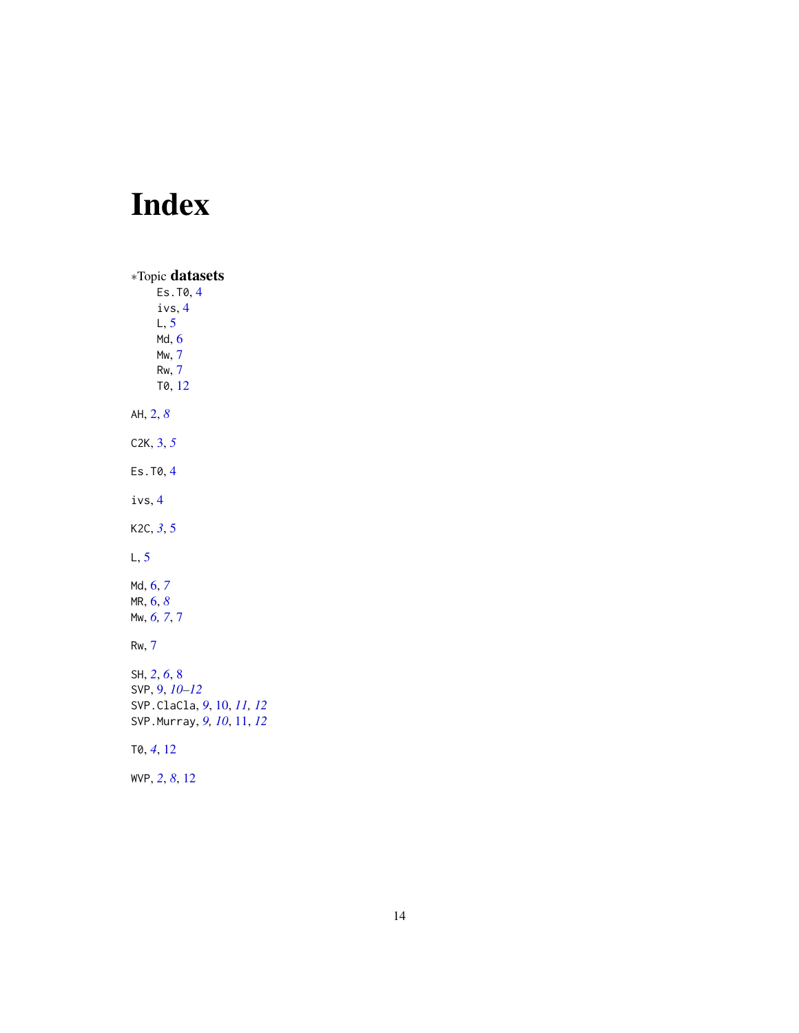# Index

*Topic **datasets**
- Es.T0, 4
- ivs, 4
- L, 5
- Md, 6
- Mw, 7
- Rw, 7
- T0, 12

AH, 2, *8*

C2K, 3, *5*

Es.T0, 4

ivs, 4

K2C, *3*, 5

L, 5

Md, 6, *7*
MR, 6, *8*
Mw, *6, 7*, 7

Rw, 7

SH, *2*, *6*, 8
SVP, 9, *10–12*
SVP.ClaCla, *9*, 10, *11, 12*
SVP.Murray, *9, 10*, 11, *12*

T0, *4*, 12

WVP, *2*, *8*, 12